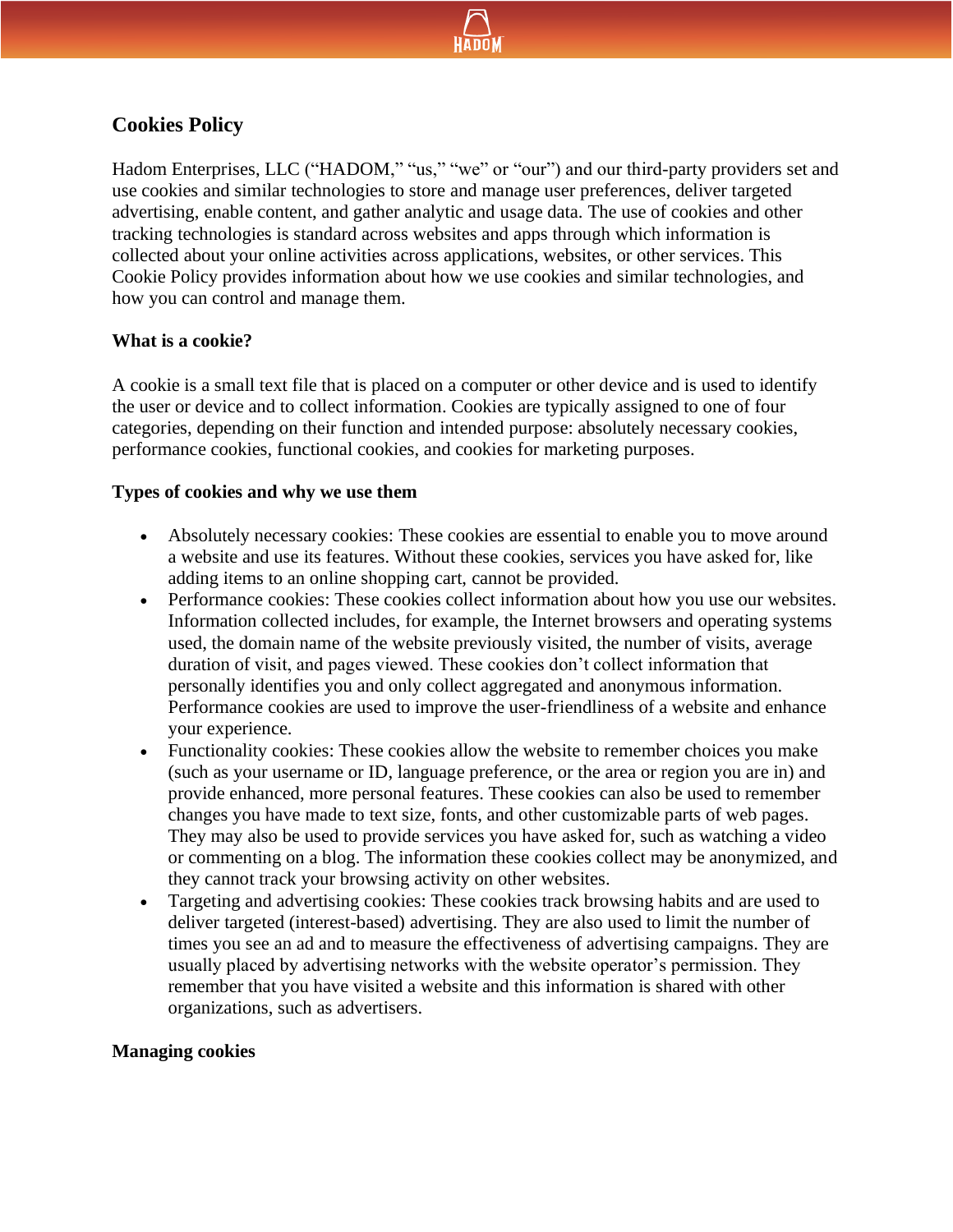# Cookies Policy

Hadom Enterprises, LLC ("HADOM," "us," "we" or "our") and our third-party providers set and use cookies and similar technologies to store and manage user preferences, deliver targeted advertising, enable content, and gather analytic and usage data. The use of cookies and other tracking technologies is standard across websites and apps through which information is collected about your online activities across applications, websites, or other services. This Cookie Policy provides information about how we use cookies and similar technologies, and how you can control and manage them.

## What is a cookie?

A cookie is a small text file that is placed on a computer or other device and is used to identify the user or device and to collect information. Cookies are typically assigned to one of four categories, depending on their function and intended purpose: absolutely necessary cookies, performance cookies, functional cookies, and cookies for marketing purposes.

## Types of cookies and why we use them

- Absolutely necessary cookies: These cookies are essential to enable you to move around a website and use its features. Without these cookies, services you have asked for, like adding items to an online shopping cart, cannot be provided.
- Performance cookies: These cookies collect information about how you use our websites. Information collected includes, for example, the Internet browsers and operating systems used, the domain name of the website previously visited, the number of visits, average duration of visit, and pages viewed. These cookies don't collect information that personally identifies you and only collect aggregated and anonymous information. Performance cookies are used to improve the user-friendliness of a website and enhance your experience.
- Functionality cookies: These cookies allow the website to remember choices you make (such as your username or ID, language preference, or the area or region you are in) and provide enhanced, more personal features. These cookies can also be used to remember changes you have made to text size, fonts, and other customizable parts of web pages. They may also be used to provide services you have asked for, such as watching a video or commenting on a blog. The information these cookies collect may be anonymized, and they cannot track your browsing activity on other websites.
- Targeting and advertising cookies: These cookies track browsing habits and are used to deliver targeted (interest-based) advertising. They are also used to limit the number of times you see an ad and to measure the effectiveness of advertising campaigns. They are usually placed by advertising networks with the website operator's permission. They remember that you have visited a website and this information is shared with other organizations, such as advertisers.

## Managing cookies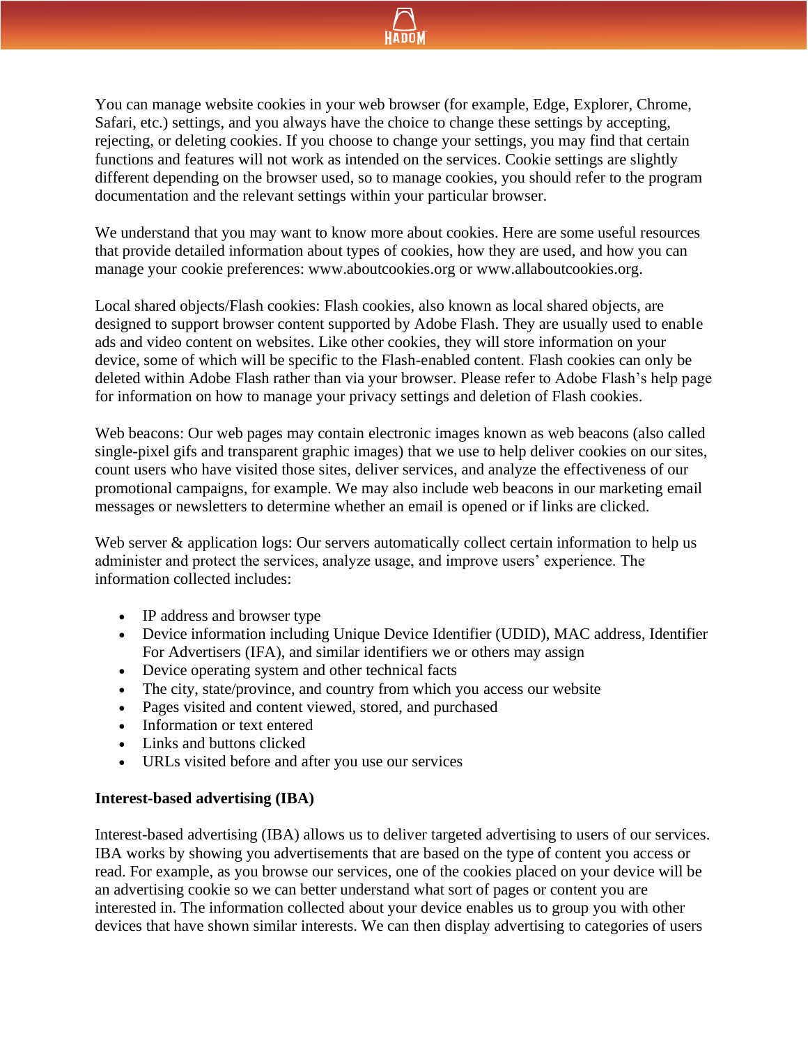You can manage website cookies in your web browser (for example, Edge, Explorer, Chrome, Safari, etc.) settings, and you always have the choice to change these settings by accepting, rejecting, or deleting cookies. If you choose to change your settings, you may find that certain functions and features will not work as intended on the services. Cookie settings are slightly different depending on the browser used, so to manage cookies, you should refer to the program documentation and the relevant settings within your particular browser.

We understand that you may want to know more about cookies. Here are some useful resources that provide detailed information about types of cookies, how they are used, and how you can manage your cookie preferences: www.aboutcookies.org or www.allaboutcookies.org.

Local shared objects/Flash cookies: Flash cookies, also known as local shared objects, are designed to support browser content supported by Adobe Flash. They are usually used to enable ads and video content on websites. Like other cookies, they will store information on your device, some of which will be specific to the Flash-enabled content. Flash cookies can only be deleted within Adobe Flash rather than via your browser. Please refer to Adobe Flash's help page for information on how to manage your privacy settings and deletion of Flash cookies.

Web beacons: Our web pages may contain electronic images known as web beacons (also called single-pixel gifs and transparent graphic images) that we use to help deliver cookies on our sites, count users who have visited those sites, deliver services, and analyze the effectiveness of our promotional campaigns, for example. We may also include web beacons in our marketing email messages or newsletters to determine whether an email is opened or if links are clicked.

Web server & application logs: Our servers automatically collect certain information to help us administer and protect the services, analyze usage, and improve users' experience. The information collected includes:

- IP address and browser type
- Device information including Unique Device Identifier (UDID), MAC address, Identifier For Advertisers (IFA), and similar identifiers we or others may assign
- Device operating system and other technical facts
- The city, state/province, and country from which you access our website
- Pages visited and content viewed, stored, and purchased
- Information or text entered
- Links and buttons clicked
- URLs visited before and after you use our services

**Interest-based advertising (IBA)**

Interest-based advertising (IBA) allows us to deliver targeted advertising to users of our services. IBA works by showing you advertisements that are based on the type of content you access or read. For example, as you browse our services, one of the cookies placed on your device will be an advertising cookie so we can better understand what sort of pages or content you are interested in. The information collected about your device enables us to group you with other devices that have shown similar interests. We can then display advertising to categories of users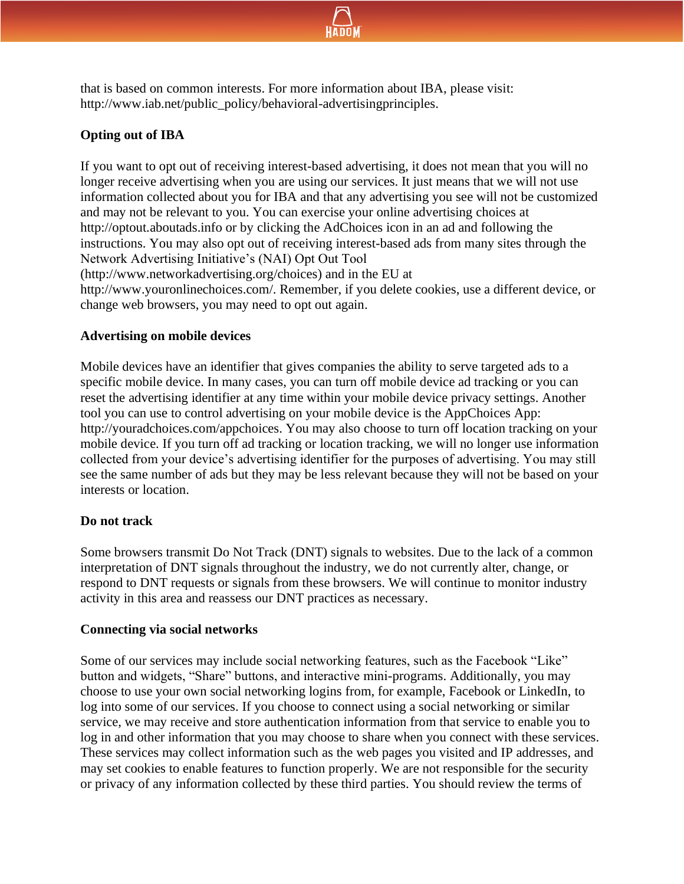that is based on common interests. For more information about IBA, please visit: http://www.iab.net/public_policy/behavioral-advertisingprinciples.

**Opting out of IBA**

If you want to opt out of receiving interest-based advertising, it does not mean that you will no longer receive advertising when you are using our services. It just means that we will not use information collected about you for IBA and that any advertising you see will not be customized and may not be relevant to you. You can exercise your online advertising choices at http://optout.aboutads.info or by clicking the AdChoices icon in an ad and following the instructions. You may also opt out of receiving interest-based ads from many sites through the Network Advertising Initiative's (NAI) Opt Out Tool (http://www.networkadvertising.org/choices) and in the EU at http://www.youronlinechoices.com/. Remember, if you delete cookies, use a different device, or change web browsers, you may need to opt out again.

**Advertising on mobile devices**

Mobile devices have an identifier that gives companies the ability to serve targeted ads to a specific mobile device. In many cases, you can turn off mobile device ad tracking or you can reset the advertising identifier at any time within your mobile device privacy settings. Another tool you can use to control advertising on your mobile device is the AppChoices App: http://youradchoices.com/appchoices. You may also choose to turn off location tracking on your mobile device. If you turn off ad tracking or location tracking, we will no longer use information collected from your device's advertising identifier for the purposes of advertising. You may still see the same number of ads but they may be less relevant because they will not be based on your interests or location.

**Do not track**

Some browsers transmit Do Not Track (DNT) signals to websites. Due to the lack of a common interpretation of DNT signals throughout the industry, we do not currently alter, change, or respond to DNT requests or signals from these browsers. We will continue to monitor industry activity in this area and reassess our DNT practices as necessary.

**Connecting via social networks**

Some of our services may include social networking features, such as the Facebook "Like" button and widgets, "Share" buttons, and interactive mini-programs. Additionally, you may choose to use your own social networking logins from, for example, Facebook or LinkedIn, to log into some of our services. If you choose to connect using a social networking or similar service, we may receive and store authentication information from that service to enable you to log in and other information that you may choose to share when you connect with these services. These services may collect information such as the web pages you visited and IP addresses, and may set cookies to enable features to function properly. We are not responsible for the security or privacy of any information collected by these third parties. You should review the terms of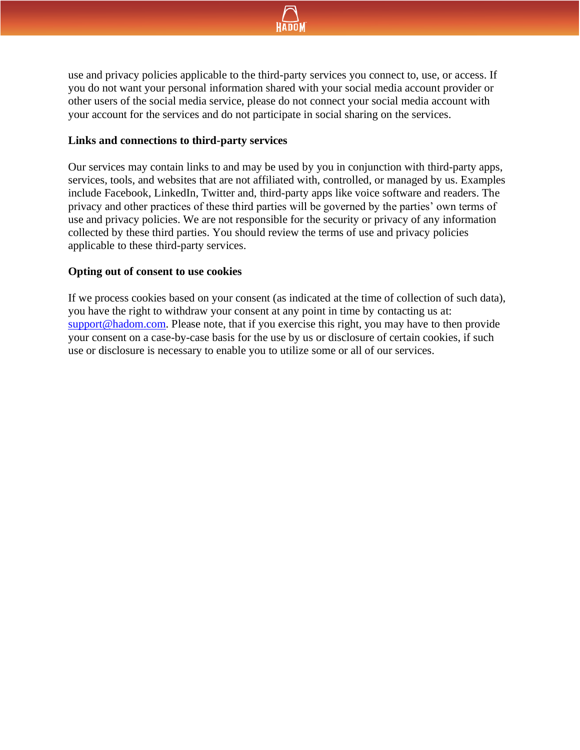use and privacy policies applicable to the third-party services you connect to, use, or access. If you do not want your personal information shared with your social media account provider or other users of the social media service, please do not connect your social media account with your account for the services and do not participate in social sharing on the services.

**Links and connections to third-party services**

Our services may contain links to and may be used by you in conjunction with third-party apps, services, tools, and websites that are not affiliated with, controlled, or managed by us. Examples include Facebook, LinkedIn, Twitter and, third-party apps like voice software and readers. The privacy and other practices of these third parties will be governed by the parties' own terms of use and privacy policies. We are not responsible for the security or privacy of any information collected by these third parties. You should review the terms of use and privacy policies applicable to these third-party services.

**Opting out of consent to use cookies**

If we process cookies based on your consent (as indicated at the time of collection of such data), you have the right to withdraw your consent at any point in time by contacting us at: support@hadom.com. Please note, that if you exercise this right, you may have to then provide your consent on a case-by-case basis for the use by us or disclosure of certain cookies, if such use or disclosure is necessary to enable you to utilize some or all of our services.